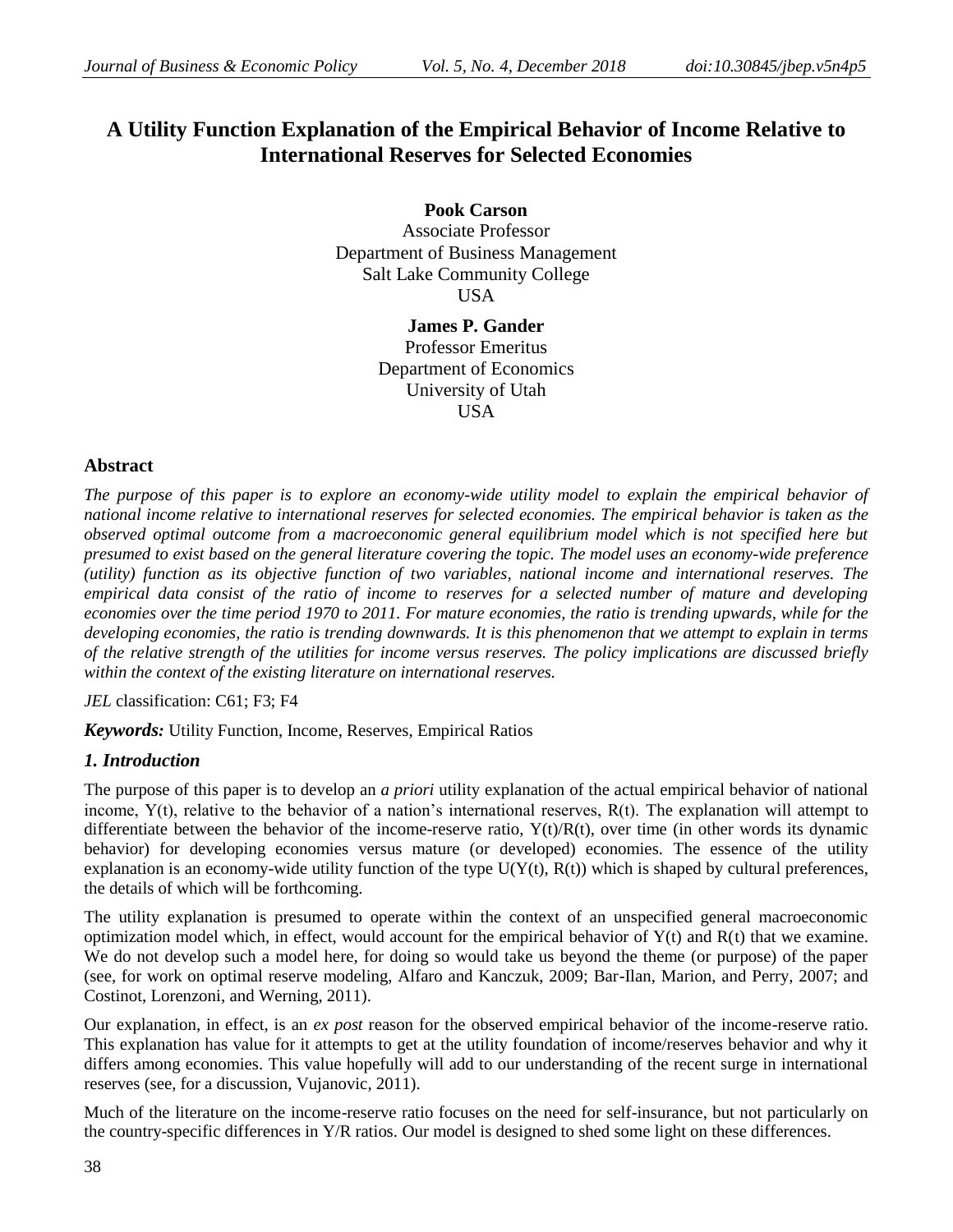# A Utility Function Explanation of the Empirical Behavior of Income Relative to International Reserves for Selected Economies

**Pook Carson**
Associate Professor
Department of Business Management
Salt Lake Community College
USA

**James P. Gander**
Professor Emeritus
Department of Economics
University of Utah
USA

## Abstract

*The purpose of this paper is to explore an economy-wide utility model to explain the empirical behavior of national income relative to international reserves for selected economies. The empirical behavior is taken as the observed optimal outcome from a macroeconomic general equilibrium model which is not specified here but presumed to exist based on the general literature covering the topic. The model uses an economy-wide preference (utility) function as its objective function of two variables, national income and international reserves. The empirical data consist of the ratio of income to reserves for a selected number of mature and developing economies over the time period 1970 to 2011. For mature economies, the ratio is trending upwards, while for the developing economies, the ratio is trending downwards. It is this phenomenon that we attempt to explain in terms of the relative strength of the utilities for income versus reserves. The policy implications are discussed briefly within the context of the existing literature on international reserves.*

*JEL* classification: C61; F3; F4

***Keywords:*** Utility Function, Income, Reserves, Empirical Ratios

## *1. Introduction*

The purpose of this paper is to develop an *a priori* utility explanation of the actual empirical behavior of national income, $Y(t)$, relative to the behavior of a nation's international reserves, $R(t)$. The explanation will attempt to differentiate between the behavior of the income-reserve ratio, $Y(t)/R(t)$, over time (in other words its dynamic behavior) for developing economies versus mature (or developed) economies. The essence of the utility explanation is an economy-wide utility function of the type $U(Y(t), R(t))$ which is shaped by cultural preferences, the details of which will be forthcoming.

The utility explanation is presumed to operate within the context of an unspecified general macroeconomic optimization model which, in effect, would account for the empirical behavior of $Y(t)$ and $R(t)$ that we examine. We do not develop such a model here, for doing so would take us beyond the theme (or purpose) of the paper (see, for work on optimal reserve modeling, Alfaro and Kanczuk, 2009; Bar-Ilan, Marion, and Perry, 2007; and Costinot, Lorenzoni, and Werning, 2011).

Our explanation, in effect, is an *ex post* reason for the observed empirical behavior of the income-reserve ratio. This explanation has value for it attempts to get at the utility foundation of income/reserves behavior and why it differs among economies. This value hopefully will add to our understanding of the recent surge in international reserves (see, for a discussion, Vujanovic, 2011).

Much of the literature on the income-reserve ratio focuses on the need for self-insurance, but not particularly on the country-specific differences in Y/R ratios. Our model is designed to shed some light on these differences.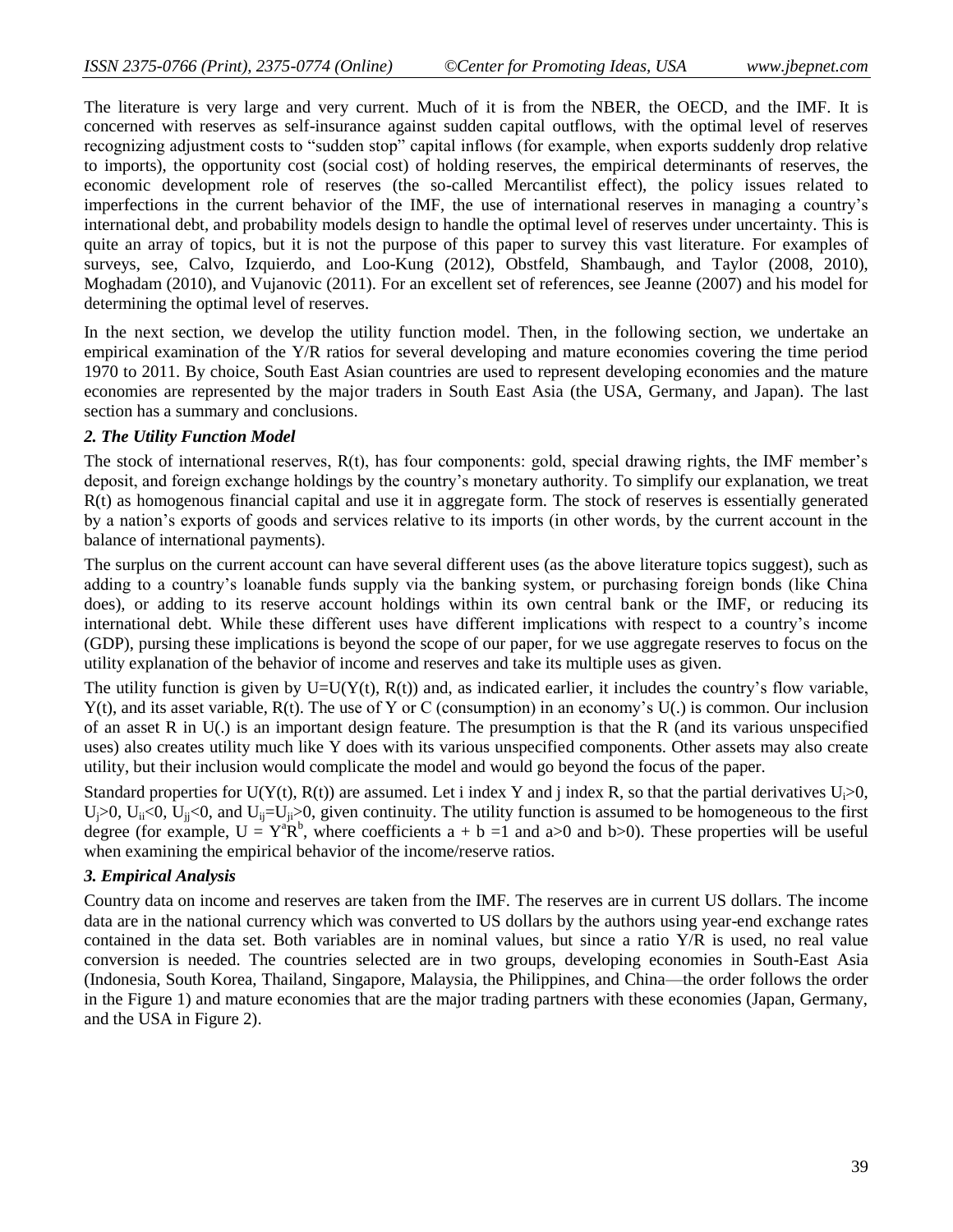The literature is very large and very current. Much of it is from the NBER, the OECD, and the IMF. It is concerned with reserves as self-insurance against sudden capital outflows, with the optimal level of reserves recognizing adjustment costs to "sudden stop" capital inflows (for example, when exports suddenly drop relative to imports), the opportunity cost (social cost) of holding reserves, the empirical determinants of reserves, the economic development role of reserves (the so-called Mercantilist effect), the policy issues related to imperfections in the current behavior of the IMF, the use of international reserves in managing a country's international debt, and probability models design to handle the optimal level of reserves under uncertainty. This is quite an array of topics, but it is not the purpose of this paper to survey this vast literature. For examples of surveys, see, Calvo, Izquierdo, and Loo-Kung (2012), Obstfeld, Shambaugh, and Taylor (2008, 2010), Moghadam (2010), and Vujanovic (2011). For an excellent set of references, see Jeanne (2007) and his model for determining the optimal level of reserves.

In the next section, we develop the utility function model. Then, in the following section, we undertake an empirical examination of the Y/R ratios for several developing and mature economies covering the time period 1970 to 2011. By choice, South East Asian countries are used to represent developing economies and the mature economies are represented by the major traders in South East Asia (the USA, Germany, and Japan). The last section has a summary and conclusions.

### *2. The Utility Function Model*

The stock of international reserves, R(t), has four components: gold, special drawing rights, the IMF member's deposit, and foreign exchange holdings by the country's monetary authority. To simplify our explanation, we treat R(t) as homogenous financial capital and use it in aggregate form. The stock of reserves is essentially generated by a nation's exports of goods and services relative to its imports (in other words, by the current account in the balance of international payments).

The surplus on the current account can have several different uses (as the above literature topics suggest), such as adding to a country's loanable funds supply via the banking system, or purchasing foreign bonds (like China does), or adding to its reserve account holdings within its own central bank or the IMF, or reducing its international debt. While these different uses have different implications with respect to a country's income (GDP), pursing these implications is beyond the scope of our paper, for we use aggregate reserves to focus on the utility explanation of the behavior of income and reserves and take its multiple uses as given.

The utility function is given by $U=U(Y(t), R(t))$ and, as indicated earlier, it includes the country's flow variable, Y(t), and its asset variable, R(t). The use of Y or C (consumption) in an economy's U(.) is common. Our inclusion of an asset R in U(.) is an important design feature. The presumption is that the R (and its various unspecified uses) also creates utility much like Y does with its various unspecified components. Other assets may also create utility, but their inclusion would complicate the model and would go beyond the focus of the paper.

Standard properties for U(Y(t), R(t)) are assumed. Let i index Y and j index R, so that the partial derivatives $U_i>0$, $U_j>0$, $U_{ii}<0$, $U_{jj}<0$, and $U_{ij}=U_{ji}>0$, given continuity. The utility function is assumed to be homogeneous to the first degree (for example, $U = Y^aR^b$, where coefficients $a + b = 1$ and $a>0$ and $b>0$). These properties will be useful when examining the empirical behavior of the income/reserve ratios.

### *3. Empirical Analysis*

Country data on income and reserves are taken from the IMF. The reserves are in current US dollars. The income data are in the national currency which was converted to US dollars by the authors using year-end exchange rates contained in the data set. Both variables are in nominal values, but since a ratio Y/R is used, no real value conversion is needed. The countries selected are in two groups, developing economies in South-East Asia (Indonesia, South Korea, Thailand, Singapore, Malaysia, the Philippines, and China—the order follows the order in the Figure 1) and mature economies that are the major trading partners with these economies (Japan, Germany, and the USA in Figure 2).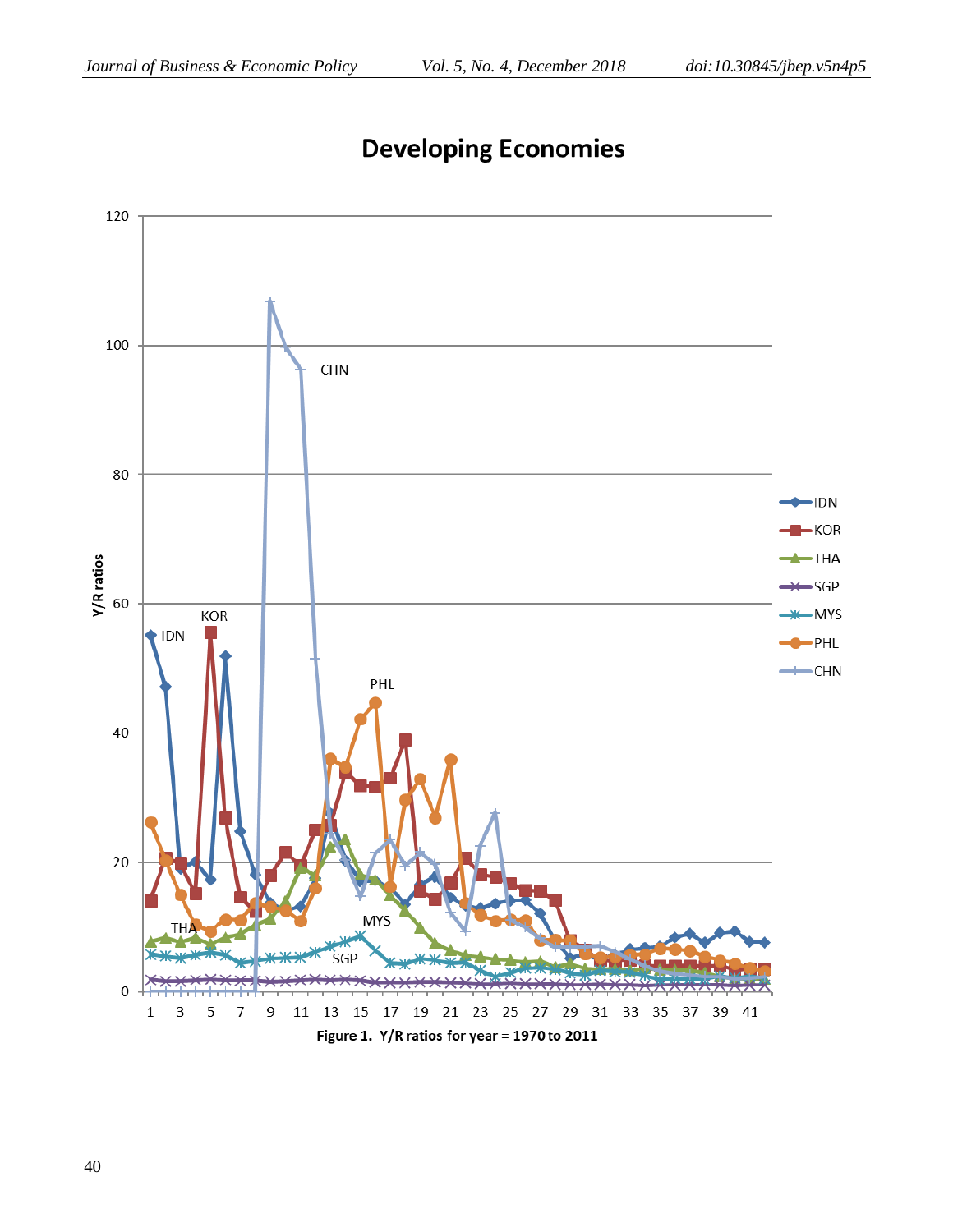## Developing Economies

Figure 1. Y/R ratios for year = 1970 to 2011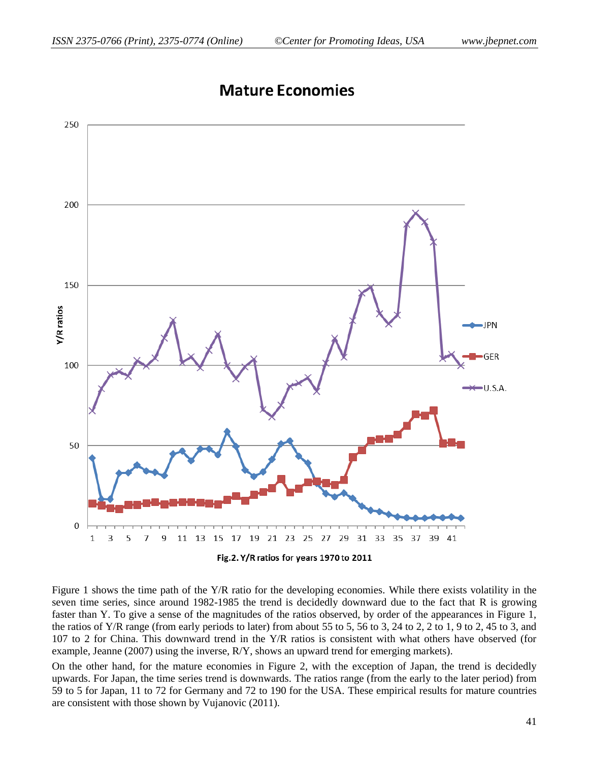Fig.2. Y/R ratios for years 1970 to 2011

Figure 1 shows the time path of the Y/R ratio for the developing economies. While there exists volatility in the seven time series, since around 1982-1985 the trend is decidedly downward due to the fact that R is growing faster than Y. To give a sense of the magnitudes of the ratios observed, by order of the appearances in Figure 1, the ratios of Y/R range (from early periods to later) from about 55 to 5, 56 to 3, 24 to 2, 2 to 1, 9 to 2, 45 to 3, and 107 to 2 for China. This downward trend in the Y/R ratios is consistent with what others have observed (for example, Jeanne (2007) using the inverse, R/Y, shows an upward trend for emerging markets).

On the other hand, for the mature economies in Figure 2, with the exception of Japan, the trend is decidedly upwards. For Japan, the time series trend is downwards. The ratios range (from the early to the later period) from 59 to 5 for Japan, 11 to 72 for Germany and 72 to 190 for the USA. These empirical results for mature countries are consistent with those shown by Vujanovic (2011).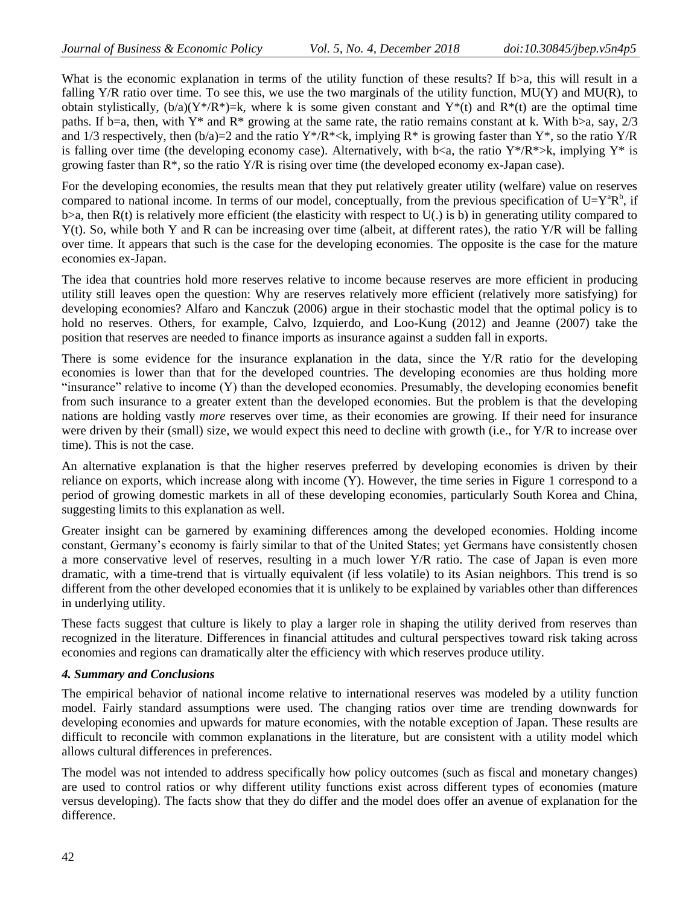What is the economic explanation in terms of the utility function of these results? If $b>a$, this will result in a falling Y/R ratio over time. To see this, we use the two marginals of the utility function, MU(Y) and MU(R), to obtain stylistically, $(b/a)(Y^*/R^*)=k$, where k is some given constant and $Y^*(t)$ and $R^*(t)$ are the optimal time paths. If $b=a$, then, with $Y^*$ and $R^*$ growing at the same rate, the ratio remains constant at k. With $b>a$, say, 2/3 and 1/3 respectively, then $(b/a)=2$ and the ratio $Y^*/R^*<k$, implying $R^*$ is growing faster than $Y^*$, so the ratio Y/R is falling over time (the developing economy case). Alternatively, with $b<a$, the ratio $Y^*/R^*>k$, implying $Y^*$ is growing faster than $R^*$, so the ratio Y/R is rising over time (the developed economy ex-Japan case).

For the developing economies, the results mean that they put relatively greater utility (welfare) value on reserves compared to national income. In terms of our model, conceptually, from the previous specification of $U=Y^aR^b$, if $b>a$, then R(t) is relatively more efficient (the elasticity with respect to U(.) is b) in generating utility compared to Y(t). So, while both Y and R can be increasing over time (albeit, at different rates), the ratio Y/R will be falling over time. It appears that such is the case for the developing economies. The opposite is the case for the mature economies ex-Japan.

The idea that countries hold more reserves relative to income because reserves are more efficient in producing utility still leaves open the question: Why are reserves relatively more efficient (relatively more satisfying) for developing economies? Alfaro and Kanczuk (2006) argue in their stochastic model that the optimal policy is to hold no reserves. Others, for example, Calvo, Izquierdo, and Loo-Kung (2012) and Jeanne (2007) take the position that reserves are needed to finance imports as insurance against a sudden fall in exports.

There is some evidence for the insurance explanation in the data, since the Y/R ratio for the developing economies is lower than that for the developed countries. The developing economies are thus holding more "insurance" relative to income (Y) than the developed economies. Presumably, the developing economies benefit from such insurance to a greater extent than the developed economies. But the problem is that the developing nations are holding vastly *more* reserves over time, as their economies are growing. If their need for insurance were driven by their (small) size, we would expect this need to decline with growth (i.e., for Y/R to increase over time). This is not the case.

An alternative explanation is that the higher reserves preferred by developing economies is driven by their reliance on exports, which increase along with income (Y). However, the time series in Figure 1 correspond to a period of growing domestic markets in all of these developing economies, particularly South Korea and China, suggesting limits to this explanation as well.

Greater insight can be garnered by examining differences among the developed economies. Holding income constant, Germany's economy is fairly similar to that of the United States; yet Germans have consistently chosen a more conservative level of reserves, resulting in a much lower Y/R ratio. The case of Japan is even more dramatic, with a time-trend that is virtually equivalent (if less volatile) to its Asian neighbors. This trend is so different from the other developed economies that it is unlikely to be explained by variables other than differences in underlying utility.

These facts suggest that culture is likely to play a larger role in shaping the utility derived from reserves than recognized in the literature. Differences in financial attitudes and cultural perspectives toward risk taking across economies and regions can dramatically alter the efficiency with which reserves produce utility.

### *4. Summary and Conclusions*

The empirical behavior of national income relative to international reserves was modeled by a utility function model. Fairly standard assumptions were used. The changing ratios over time are trending downwards for developing economies and upwards for mature economies, with the notable exception of Japan. These results are difficult to reconcile with common explanations in the literature, but are consistent with a utility model which allows cultural differences in preferences.

The model was not intended to address specifically how policy outcomes (such as fiscal and monetary changes) are used to control ratios or why different utility functions exist across different types of economies (mature versus developing). The facts show that they do differ and the model does offer an avenue of explanation for the difference.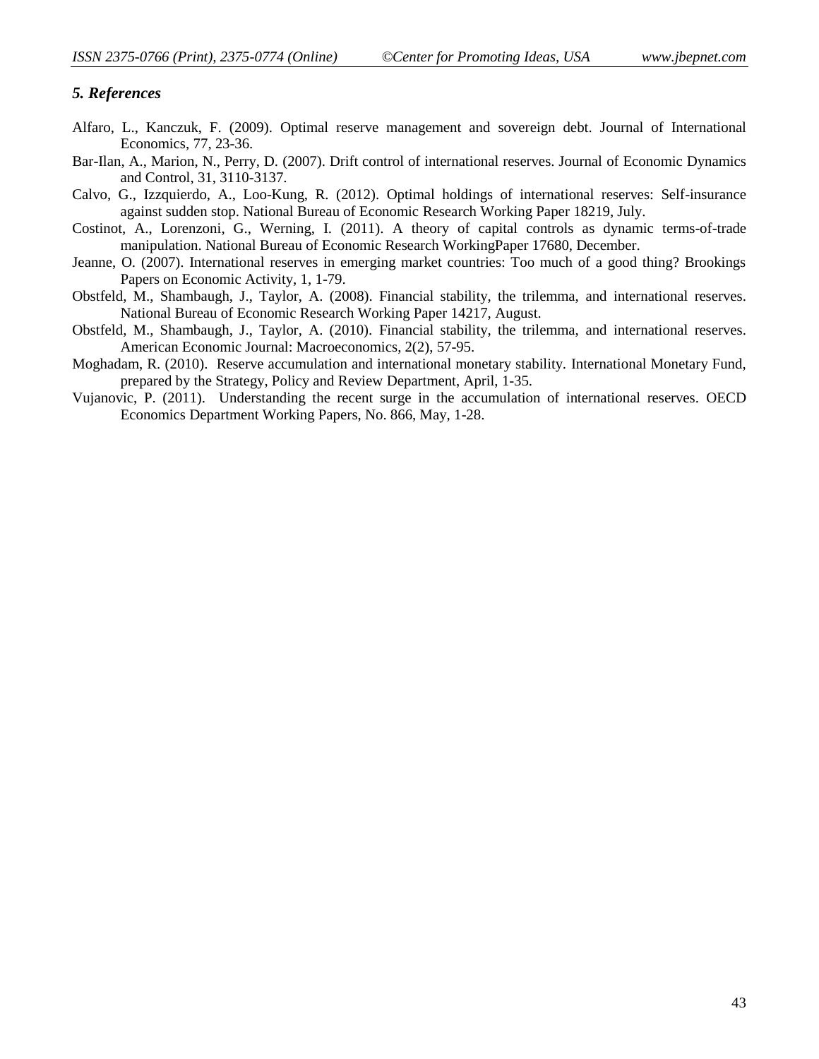### *5. References*

Alfaro, L., Kanczuk, F. (2009). Optimal reserve management and sovereign debt. Journal of International Economics, 77, 23-36.

Bar-Ilan, A., Marion, N., Perry, D. (2007). Drift control of international reserves. Journal of Economic Dynamics and Control, 31, 3110-3137.

Calvo, G., Izzquierdo, A., Loo-Kung, R. (2012). Optimal holdings of international reserves: Self-insurance against sudden stop. National Bureau of Economic Research Working Paper 18219, July.

Costinot, A., Lorenzoni, G., Werning, I. (2011). A theory of capital controls as dynamic terms-of-trade manipulation. National Bureau of Economic Research WorkingPaper 17680, December.

Jeanne, O. (2007). International reserves in emerging market countries: Too much of a good thing? Brookings Papers on Economic Activity, 1, 1-79.

Obstfeld, M., Shambaugh, J., Taylor, A. (2008). Financial stability, the trilemma, and international reserves. National Bureau of Economic Research Working Paper 14217, August.

Obstfeld, M., Shambaugh, J., Taylor, A. (2010). Financial stability, the trilemma, and international reserves. American Economic Journal: Macroeconomics, 2(2), 57-95.

Moghadam, R. (2010). Reserve accumulation and international monetary stability. International Monetary Fund, prepared by the Strategy, Policy and Review Department, April, 1-35.

Vujanovic, P. (2011). Understanding the recent surge in the accumulation of international reserves. OECD Economics Department Working Papers, No. 866, May, 1-28.